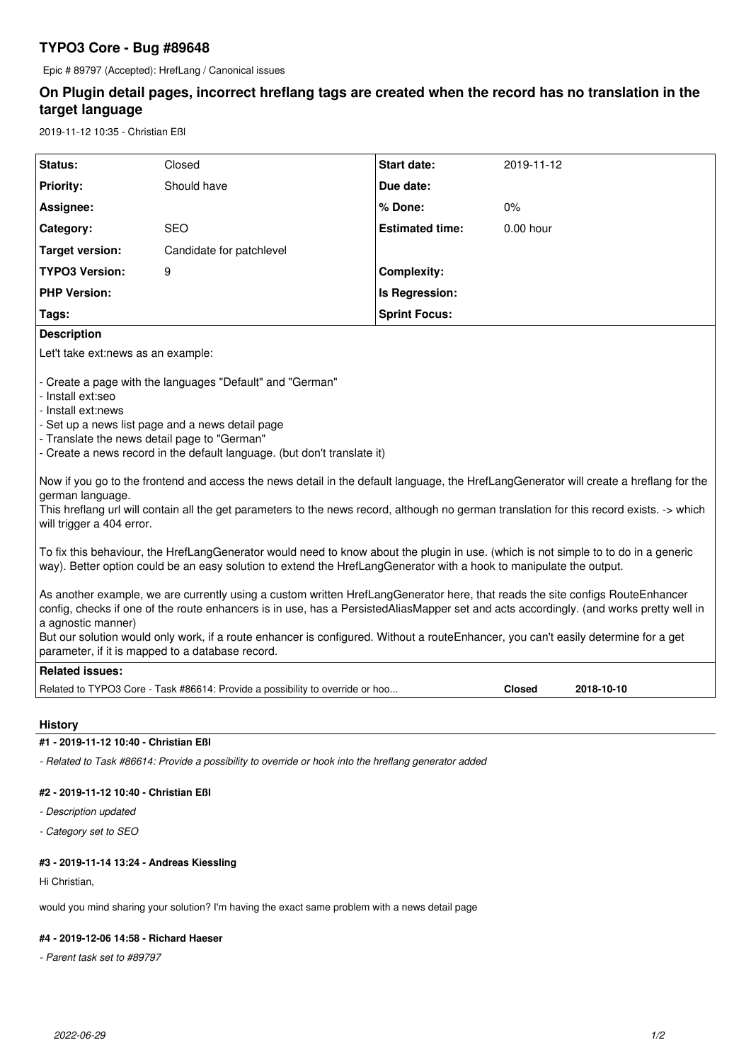# TYPO3 Core - Bug #89648

Epic # 89797 (Accepted): HrefLang / Canonical issues

## On Plugin detail pages, incorrect hreflang tags are created when the record has no translation in the target language

2019-11-12 10:35 - Christian Eßl

| | | | |
|---|---|---|---|
| **Status:** | Closed | **Start date:** | 2019-11-12 |
| **Priority:** | Should have | **Due date:** | |
| **Assignee:** | | **% Done:** | 0% |
| **Category:** | SEO | **Estimated time:** | 0.00 hour |
| **Target version:** | Candidate for patchlevel | | |
| **TYPO3 Version:** | 9 | **Complexity:** | |
| **PHP Version:** | | **Is Regression:** | |
| **Tags:** | | **Sprint Focus:** | |

**Description**

Let't take ext:news as an example:

- Create a page with the languages "Default" and "German"
- Install ext:seo
- Install ext:news
- Set up a news list page and a news detail page
- Translate the news detail page to "German"
- Create a news record in the default language. (but don't translate it)

Now if you go to the frontend and access the news detail in the default language, the HrefLangGenerator will create a hreflang for the german language.
This hreflang url will contain all the get parameters to the news record, although no german translation for this record exists. -> which will trigger a 404 error.

To fix this behaviour, the HrefLangGenerator would need to know about the plugin in use. (which is not simple to to do in a generic way). Better option could be an easy solution to extend the HrefLangGenerator with a hook to manipulate the output.

As another example, we are currently using a custom written HrefLangGenerator here, that reads the site configs RouteEnhancer config, checks if one of the route enhancers is in use, has a PersistedAliasMapper set and acts accordingly. (and works pretty well in a agnostic manner)
But our solution would only work, if a route enhancer is configured. Without a routeEnhancer, you can't easily determine for a get parameter, if it is mapped to a database record.

**Related issues:**

| | | |
|---|---|---|
| Related to TYPO3 Core - Task #86614: Provide a possibility to override or hoo... | **Closed** | **2018-10-10** |

### History

#### #1 - 2019-11-12 10:40 - Christian Eßl

*- Related to Task #86614: Provide a possibility to override or hook into the hreflang generator added*

#### #2 - 2019-11-12 10:40 - Christian Eßl

*- Description updated*

*- Category set to SEO*

#### #3 - 2019-11-14 13:24 - Andreas Kiessling

Hi Christian,

would you mind sharing your solution? I'm having the exact same problem with a news detail page

#### #4 - 2019-12-06 14:58 - Richard Haeser

*- Parent task set to #89797*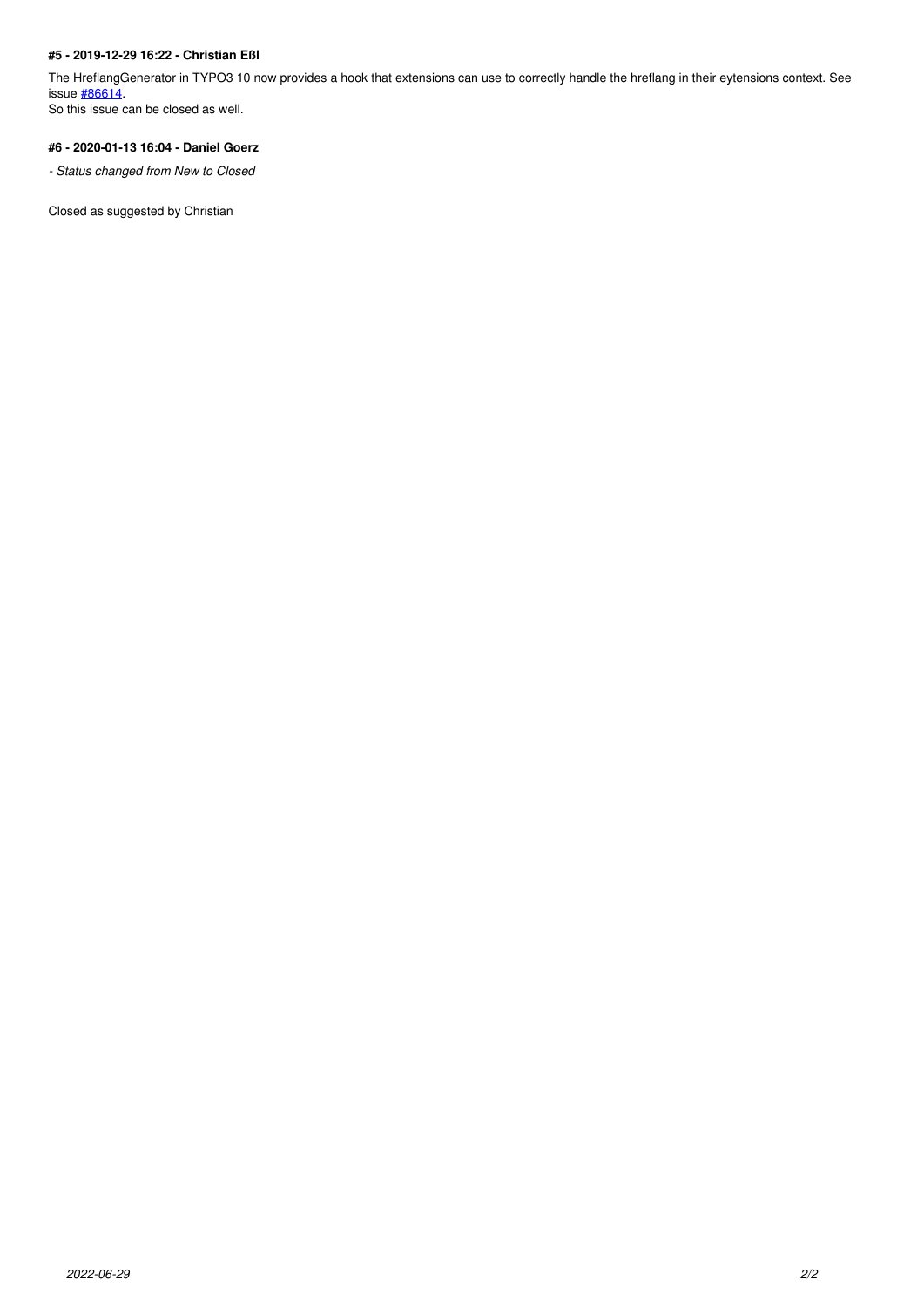#### #5 - 2019-12-29 16:22 - Christian Eßl

The HreflangGenerator in TYPO3 10 now provides a hook that extensions can use to correctly handle the hreflang in their eytensions context. See issue #86614.
So this issue can be closed as well.

#### #6 - 2020-01-13 16:04 - Daniel Goerz

*- Status changed from New to Closed*

Closed as suggested by Christian